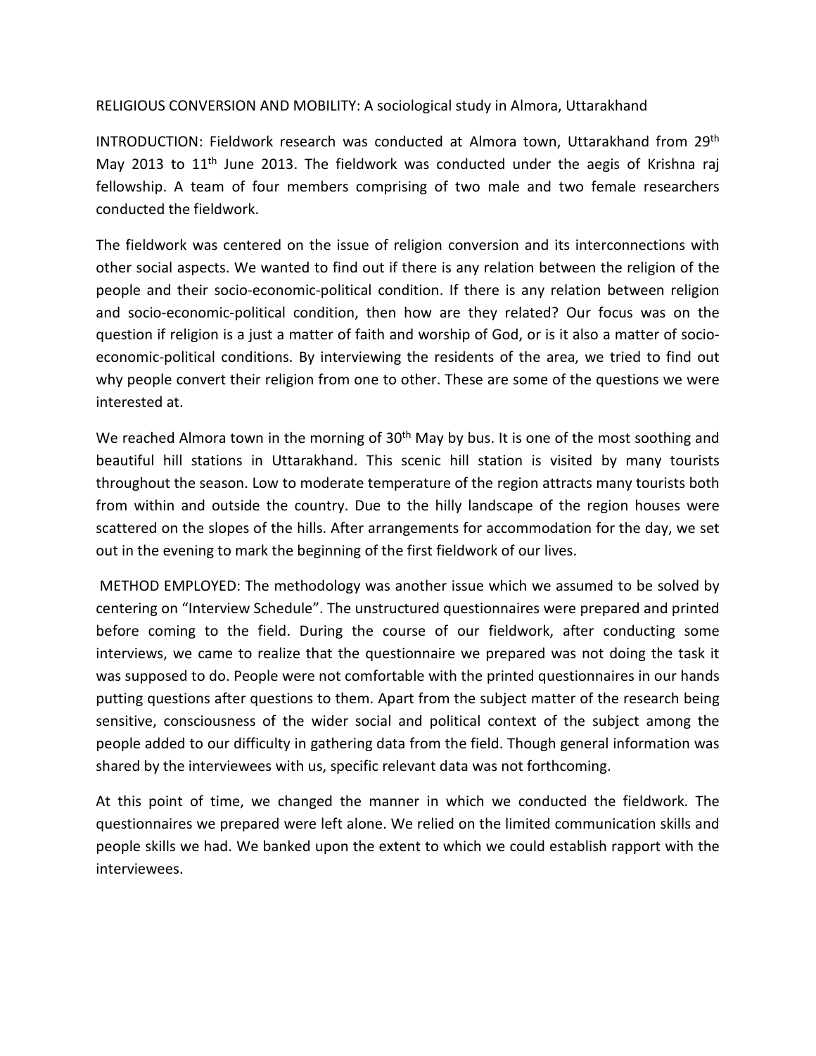RELIGIOUS CONVERSION AND MOBILITY: A sociological study in Almora, Uttarakhand

INTRODUCTION: Fieldwork research was conducted at Almora town, Uttarakhand from 29th May 2013 to 11th June 2013. The fieldwork was conducted under the aegis of Krishna raj fellowship. A team of four members comprising of two male and two female researchers conducted the fieldwork.

The fieldwork was centered on the issue of religion conversion and its interconnections with other social aspects. We wanted to find out if there is any relation between the religion of the people and their socio-economic-political condition. If there is any relation between religion and socio-economic-political condition, then how are they related? Our focus was on the question if religion is a just a matter of faith and worship of God, or is it also a matter of socio-economic-political conditions. By interviewing the residents of the area, we tried to find out why people convert their religion from one to other. These are some of the questions we were interested at.

We reached Almora town in the morning of 30th May by bus. It is one of the most soothing and beautiful hill stations in Uttarakhand. This scenic hill station is visited by many tourists throughout the season. Low to moderate temperature of the region attracts many tourists both from within and outside the country. Due to the hilly landscape of the region houses were scattered on the slopes of the hills. After arrangements for accommodation for the day, we set out in the evening to mark the beginning of the first fieldwork of our lives.

METHOD EMPLOYED: The methodology was another issue which we assumed to be solved by centering on "Interview Schedule". The unstructured questionnaires were prepared and printed before coming to the field. During the course of our fieldwork, after conducting some interviews, we came to realize that the questionnaire we prepared was not doing the task it was supposed to do. People were not comfortable with the printed questionnaires in our hands putting questions after questions to them. Apart from the subject matter of the research being sensitive, consciousness of the wider social and political context of the subject among the people added to our difficulty in gathering data from the field. Though general information was shared by the interviewees with us, specific relevant data was not forthcoming.

At this point of time, we changed the manner in which we conducted the fieldwork. The questionnaires we prepared were left alone. We relied on the limited communication skills and people skills we had. We banked upon the extent to which we could establish rapport with the interviewees.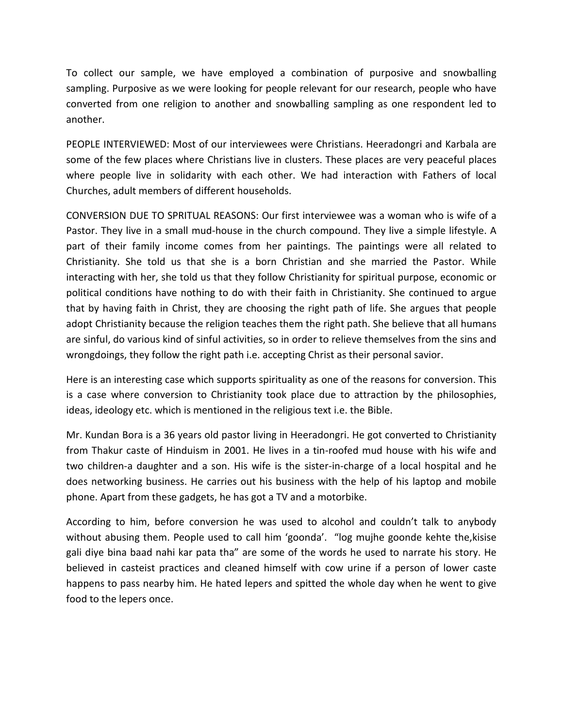To collect our sample, we have employed a combination of purposive and snowballing sampling. Purposive as we were looking for people relevant for our research, people who have converted from one religion to another and snowballing sampling as one respondent led to another.

PEOPLE INTERVIEWED: Most of our interviewees were Christians. Heeradongri and Karbala are some of the few places where Christians live in clusters. These places are very peaceful places where people live in solidarity with each other. We had interaction with Fathers of local Churches, adult members of different households.

CONVERSION DUE TO SPRITUAL REASONS: Our first interviewee was a woman who is wife of a Pastor. They live in a small mud-house in the church compound. They live a simple lifestyle. A part of their family income comes from her paintings. The paintings were all related to Christianity. She told us that she is a born Christian and she married the Pastor. While interacting with her, she told us that they follow Christianity for spiritual purpose, economic or political conditions have nothing to do with their faith in Christianity. She continued to argue that by having faith in Christ, they are choosing the right path of life. She argues that people adopt Christianity because the religion teaches them the right path. She believe that all humans are sinful, do various kind of sinful activities, so in order to relieve themselves from the sins and wrongdoings, they follow the right path i.e. accepting Christ as their personal savior.

Here is an interesting case which supports spirituality as one of the reasons for conversion. This is a case where conversion to Christianity took place due to attraction by the philosophies, ideas, ideology etc. which is mentioned in the religious text i.e. the Bible.

Mr. Kundan Bora is a 36 years old pastor living in Heeradongri. He got converted to Christianity from Thakur caste of Hinduism in 2001. He lives in a tin-roofed mud house with his wife and two children-a daughter and a son. His wife is the sister-in-charge of a local hospital and he does networking business. He carries out his business with the help of his laptop and mobile phone. Apart from these gadgets, he has got a TV and a motorbike.

According to him, before conversion he was used to alcohol and couldn't talk to anybody without abusing them. People used to call him 'goonda'. "log mujhe goonde kehte the,kisise gali diye bina baad nahi kar pata tha" are some of the words he used to narrate his story. He believed in casteist practices and cleaned himself with cow urine if a person of lower caste happens to pass nearby him. He hated lepers and spitted the whole day when he went to give food to the lepers once.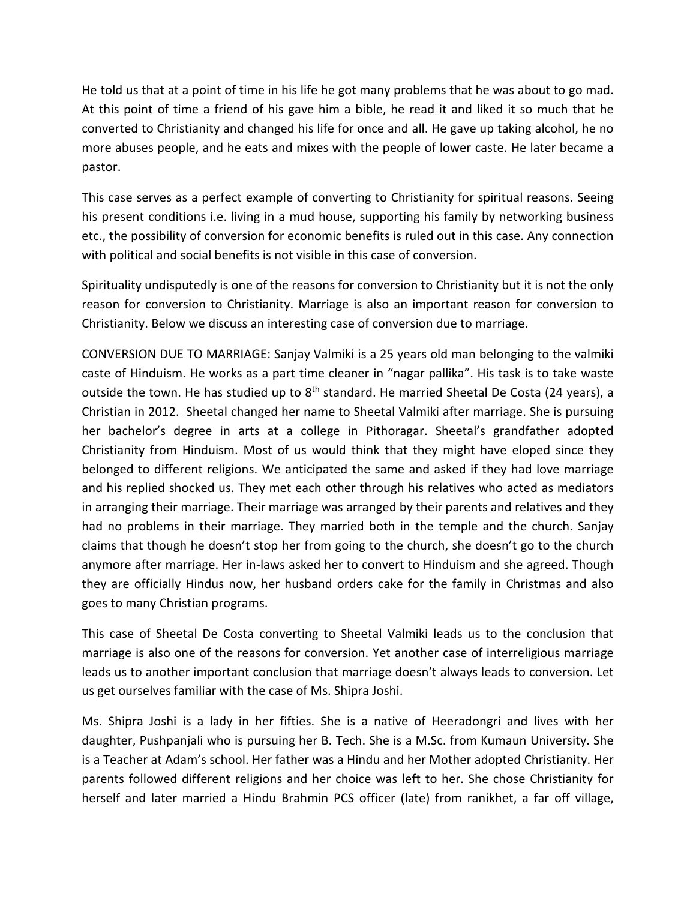He told us that at a point of time in his life he got many problems that he was about to go mad. At this point of time a friend of his gave him a bible, he read it and liked it so much that he converted to Christianity and changed his life for once and all. He gave up taking alcohol, he no more abuses people, and he eats and mixes with the people of lower caste. He later became a pastor.

This case serves as a perfect example of converting to Christianity for spiritual reasons. Seeing his present conditions i.e. living in a mud house, supporting his family by networking business etc., the possibility of conversion for economic benefits is ruled out in this case. Any connection with political and social benefits is not visible in this case of conversion.

Spirituality undisputedly is one of the reasons for conversion to Christianity but it is not the only reason for conversion to Christianity. Marriage is also an important reason for conversion to Christianity. Below we discuss an interesting case of conversion due to marriage.

CONVERSION DUE TO MARRIAGE: Sanjay Valmiki is a 25 years old man belonging to the valmiki caste of Hinduism. He works as a part time cleaner in "nagar pallika". His task is to take waste outside the town. He has studied up to 8th standard. He married Sheetal De Costa (24 years), a Christian in 2012. Sheetal changed her name to Sheetal Valmiki after marriage. She is pursuing her bachelor's degree in arts at a college in Pithoragar. Sheetal's grandfather adopted Christianity from Hinduism. Most of us would think that they might have eloped since they belonged to different religions. We anticipated the same and asked if they had love marriage and his replied shocked us. They met each other through his relatives who acted as mediators in arranging their marriage. Their marriage was arranged by their parents and relatives and they had no problems in their marriage. They married both in the temple and the church. Sanjay claims that though he doesn't stop her from going to the church, she doesn't go to the church anymore after marriage. Her in-laws asked her to convert to Hinduism and she agreed. Though they are officially Hindus now, her husband orders cake for the family in Christmas and also goes to many Christian programs.

This case of Sheetal De Costa converting to Sheetal Valmiki leads us to the conclusion that marriage is also one of the reasons for conversion. Yet another case of interreligious marriage leads us to another important conclusion that marriage doesn't always leads to conversion. Let us get ourselves familiar with the case of Ms. Shipra Joshi.

Ms. Shipra Joshi is a lady in her fifties. She is a native of Heeradongri and lives with her daughter, Pushpanjali who is pursuing her B. Tech. She is a M.Sc. from Kumaun University. She is a Teacher at Adam's school. Her father was a Hindu and her Mother adopted Christianity. Her parents followed different religions and her choice was left to her. She chose Christianity for herself and later married a Hindu Brahmin PCS officer (late) from ranikhet, a far off village,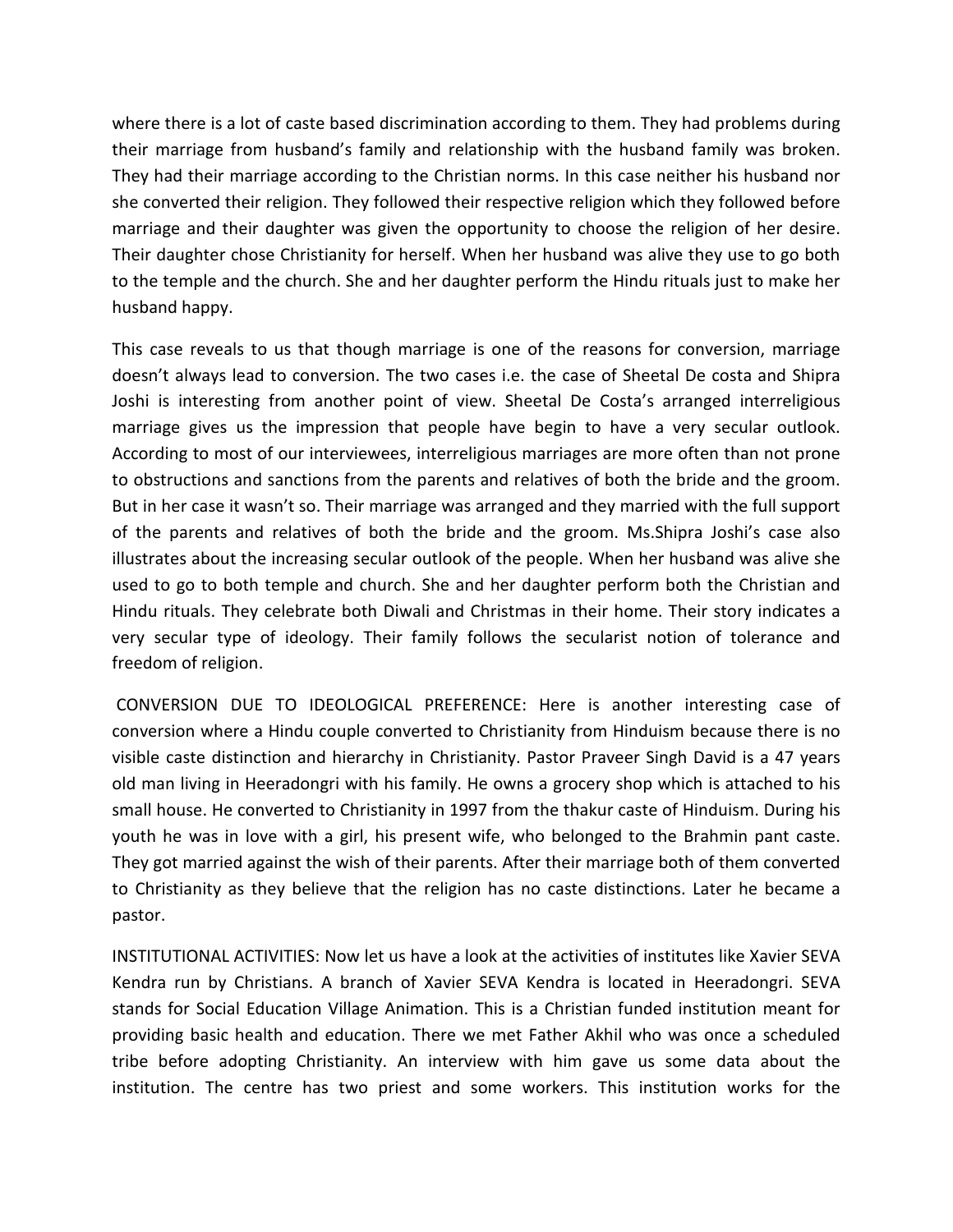where there is a lot of caste based discrimination according to them. They had problems during their marriage from husband's family and relationship with the husband family was broken. They had their marriage according to the Christian norms. In this case neither his husband nor she converted their religion. They followed their respective religion which they followed before marriage and their daughter was given the opportunity to choose the religion of her desire. Their daughter chose Christianity for herself. When her husband was alive they use to go both to the temple and the church. She and her daughter perform the Hindu rituals just to make her husband happy.

This case reveals to us that though marriage is one of the reasons for conversion, marriage doesn't always lead to conversion. The two cases i.e. the case of Sheetal De costa and Shipra Joshi is interesting from another point of view. Sheetal De Costa's arranged interreligious marriage gives us the impression that people have begin to have a very secular outlook. According to most of our interviewees, interreligious marriages are more often than not prone to obstructions and sanctions from the parents and relatives of both the bride and the groom. But in her case it wasn't so. Their marriage was arranged and they married with the full support of the parents and relatives of both the bride and the groom. Ms.Shipra Joshi's case also illustrates about the increasing secular outlook of the people. When her husband was alive she used to go to both temple and church. She and her daughter perform both the Christian and Hindu rituals. They celebrate both Diwali and Christmas in their home. Their story indicates a very secular type of ideology. Their family follows the secularist notion of tolerance and freedom of religion.

CONVERSION DUE TO IDEOLOGICAL PREFERENCE: Here is another interesting case of conversion where a Hindu couple converted to Christianity from Hinduism because there is no visible caste distinction and hierarchy in Christianity. Pastor Praveer Singh David is a 47 years old man living in Heeradongri with his family. He owns a grocery shop which is attached to his small house. He converted to Christianity in 1997 from the thakur caste of Hinduism. During his youth he was in love with a girl, his present wife, who belonged to the Brahmin pant caste. They got married against the wish of their parents. After their marriage both of them converted to Christianity as they believe that the religion has no caste distinctions. Later he became a pastor.

INSTITUTIONAL ACTIVITIES: Now let us have a look at the activities of institutes like Xavier SEVA Kendra run by Christians. A branch of Xavier SEVA Kendra is located in Heeradongri. SEVA stands for Social Education Village Animation. This is a Christian funded institution meant for providing basic health and education. There we met Father Akhil who was once a scheduled tribe before adopting Christianity. An interview with him gave us some data about the institution. The centre has two priest and some workers. This institution works for the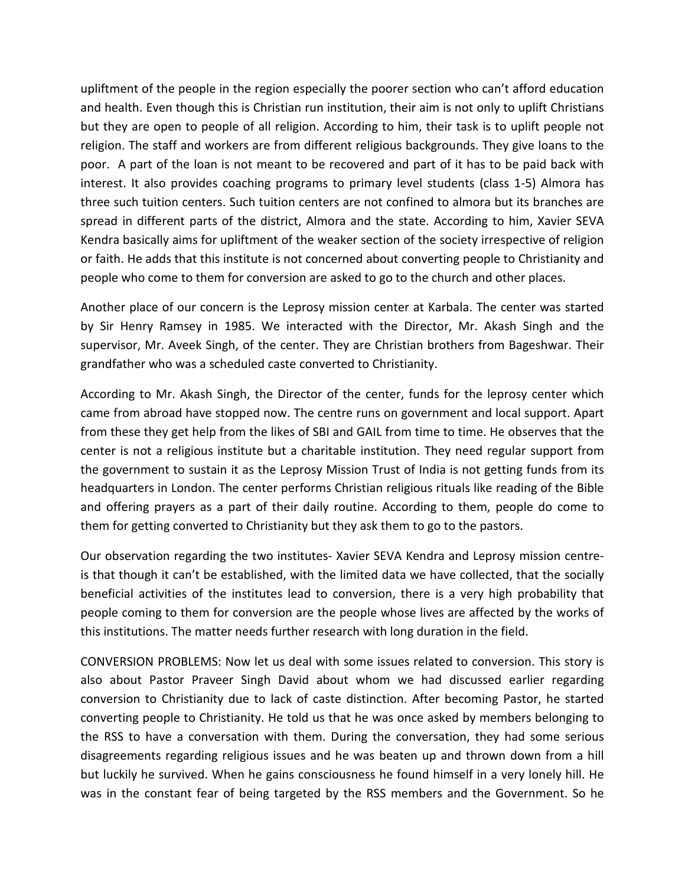upliftment of the people in the region especially the poorer section who can't afford education and health. Even though this is Christian run institution, their aim is not only to uplift Christians but they are open to people of all religion. According to him, their task is to uplift people not religion. The staff and workers are from different religious backgrounds. They give loans to the poor. A part of the loan is not meant to be recovered and part of it has to be paid back with interest. It also provides coaching programs to primary level students (class 1-5) Almora has three such tuition centers. Such tuition centers are not confined to almora but its branches are spread in different parts of the district, Almora and the state. According to him, Xavier SEVA Kendra basically aims for upliftment of the weaker section of the society irrespective of religion or faith. He adds that this institute is not concerned about converting people to Christianity and people who come to them for conversion are asked to go to the church and other places.

Another place of our concern is the Leprosy mission center at Karbala. The center was started by Sir Henry Ramsey in 1985. We interacted with the Director, Mr. Akash Singh and the supervisor, Mr. Aveek Singh, of the center. They are Christian brothers from Bageshwar. Their grandfather who was a scheduled caste converted to Christianity.

According to Mr. Akash Singh, the Director of the center, funds for the leprosy center which came from abroad have stopped now. The centre runs on government and local support. Apart from these they get help from the likes of SBI and GAIL from time to time. He observes that the center is not a religious institute but a charitable institution. They need regular support from the government to sustain it as the Leprosy Mission Trust of India is not getting funds from its headquarters in London. The center performs Christian religious rituals like reading of the Bible and offering prayers as a part of their daily routine. According to them, people do come to them for getting converted to Christianity but they ask them to go to the pastors.

Our observation regarding the two institutes- Xavier SEVA Kendra and Leprosy mission centre- is that though it can't be established, with the limited data we have collected, that the socially beneficial activities of the institutes lead to conversion, there is a very high probability that people coming to them for conversion are the people whose lives are affected by the works of this institutions. The matter needs further research with long duration in the field.

CONVERSION PROBLEMS: Now let us deal with some issues related to conversion. This story is also about Pastor Praveer Singh David about whom we had discussed earlier regarding conversion to Christianity due to lack of caste distinction. After becoming Pastor, he started converting people to Christianity. He told us that he was once asked by members belonging to the RSS to have a conversation with them. During the conversation, they had some serious disagreements regarding religious issues and he was beaten up and thrown down from a hill but luckily he survived. When he gains consciousness he found himself in a very lonely hill. He was in the constant fear of being targeted by the RSS members and the Government. So he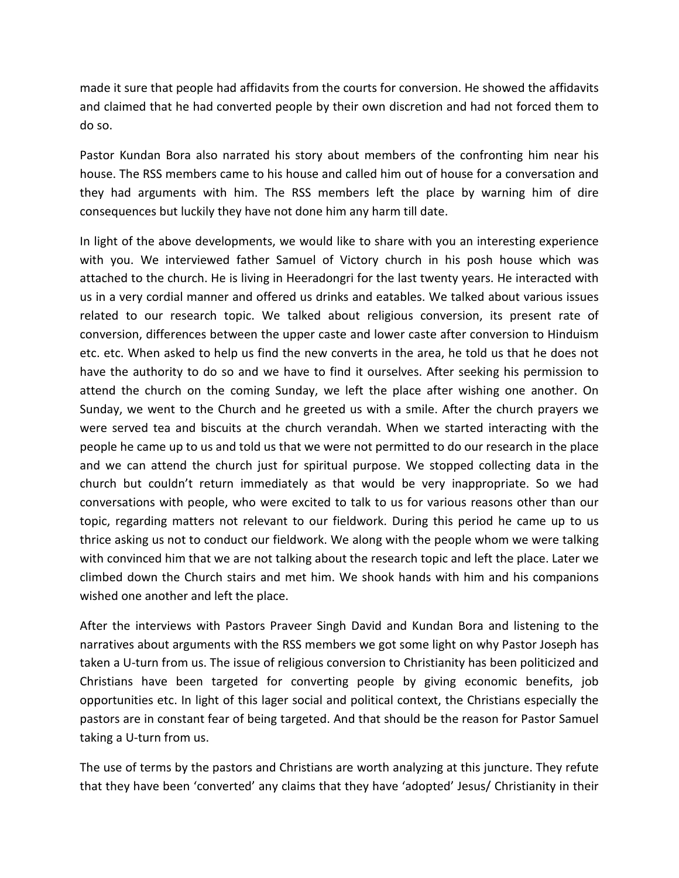made it sure that people had affidavits from the courts for conversion. He showed the affidavits and claimed that he had converted people by their own discretion and had not forced them to do so.

Pastor Kundan Bora also narrated his story about members of the confronting him near his house. The RSS members came to his house and called him out of house for a conversation and they had arguments with him. The RSS members left the place by warning him of dire consequences but luckily they have not done him any harm till date.

In light of the above developments, we would like to share with you an interesting experience with you. We interviewed father Samuel of Victory church in his posh house which was attached to the church. He is living in Heeradongri for the last twenty years. He interacted with us in a very cordial manner and offered us drinks and eatables. We talked about various issues related to our research topic. We talked about religious conversion, its present rate of conversion, differences between the upper caste and lower caste after conversion to Hinduism etc. etc. When asked to help us find the new converts in the area, he told us that he does not have the authority to do so and we have to find it ourselves. After seeking his permission to attend the church on the coming Sunday, we left the place after wishing one another. On Sunday, we went to the Church and he greeted us with a smile. After the church prayers we were served tea and biscuits at the church verandah. When we started interacting with the people he came up to us and told us that we were not permitted to do our research in the place and we can attend the church just for spiritual purpose. We stopped collecting data in the church but couldn't return immediately as that would be very inappropriate. So we had conversations with people, who were excited to talk to us for various reasons other than our topic, regarding matters not relevant to our fieldwork. During this period he came up to us thrice asking us not to conduct our fieldwork. We along with the people whom we were talking with convinced him that we are not talking about the research topic and left the place. Later we climbed down the Church stairs and met him. We shook hands with him and his companions wished one another and left the place.

After the interviews with Pastors Praveer Singh David and Kundan Bora and listening to the narratives about arguments with the RSS members we got some light on why Pastor Joseph has taken a U-turn from us. The issue of religious conversion to Christianity has been politicized and Christians have been targeted for converting people by giving economic benefits, job opportunities etc. In light of this lager social and political context, the Christians especially the pastors are in constant fear of being targeted. And that should be the reason for Pastor Samuel taking a U-turn from us.

The use of terms by the pastors and Christians are worth analyzing at this juncture. They refute that they have been 'converted' any claims that they have 'adopted' Jesus/ Christianity in their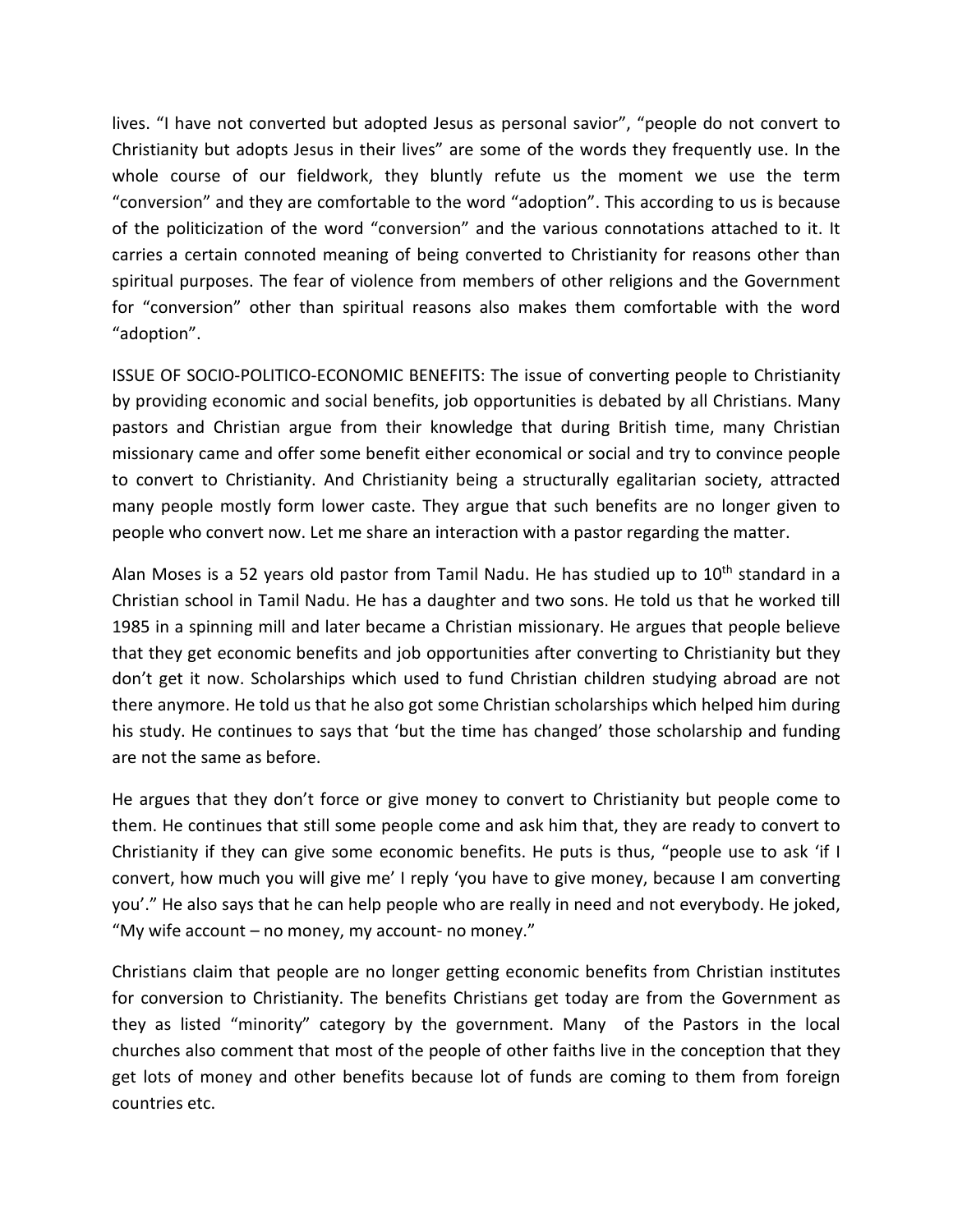lives. "I have not converted but adopted Jesus as personal savior", "people do not convert to Christianity but adopts Jesus in their lives" are some of the words they frequently use. In the whole course of our fieldwork, they bluntly refute us the moment we use the term "conversion" and they are comfortable to the word "adoption". This according to us is because of the politicization of the word "conversion" and the various connotations attached to it. It carries a certain connoted meaning of being converted to Christianity for reasons other than spiritual purposes. The fear of violence from members of other religions and the Government for "conversion" other than spiritual reasons also makes them comfortable with the word "adoption".

ISSUE OF SOCIO-POLITICO-ECONOMIC BENEFITS: The issue of converting people to Christianity by providing economic and social benefits, job opportunities is debated by all Christians. Many pastors and Christian argue from their knowledge that during British time, many Christian missionary came and offer some benefit either economical or social and try to convince people to convert to Christianity. And Christianity being a structurally egalitarian society, attracted many people mostly form lower caste. They argue that such benefits are no longer given to people who convert now. Let me share an interaction with a pastor regarding the matter.

Alan Moses is a 52 years old pastor from Tamil Nadu. He has studied up to 10th standard in a Christian school in Tamil Nadu. He has a daughter and two sons. He told us that he worked till 1985 in a spinning mill and later became a Christian missionary. He argues that people believe that they get economic benefits and job opportunities after converting to Christianity but they don't get it now. Scholarships which used to fund Christian children studying abroad are not there anymore. He told us that he also got some Christian scholarships which helped him during his study. He continues to says that 'but the time has changed' those scholarship and funding are not the same as before.

He argues that they don't force or give money to convert to Christianity but people come to them. He continues that still some people come and ask him that, they are ready to convert to Christianity if they can give some economic benefits. He puts is thus, "people use to ask 'if I convert, how much you will give me' I reply 'you have to give money, because I am converting you'." He also says that he can help people who are really in need and not everybody. He joked, "My wife account – no money, my account- no money."

Christians claim that people are no longer getting economic benefits from Christian institutes for conversion to Christianity. The benefits Christians get today are from the Government as they as listed "minority" category by the government. Many of the Pastors in the local churches also comment that most of the people of other faiths live in the conception that they get lots of money and other benefits because lot of funds are coming to them from foreign countries etc.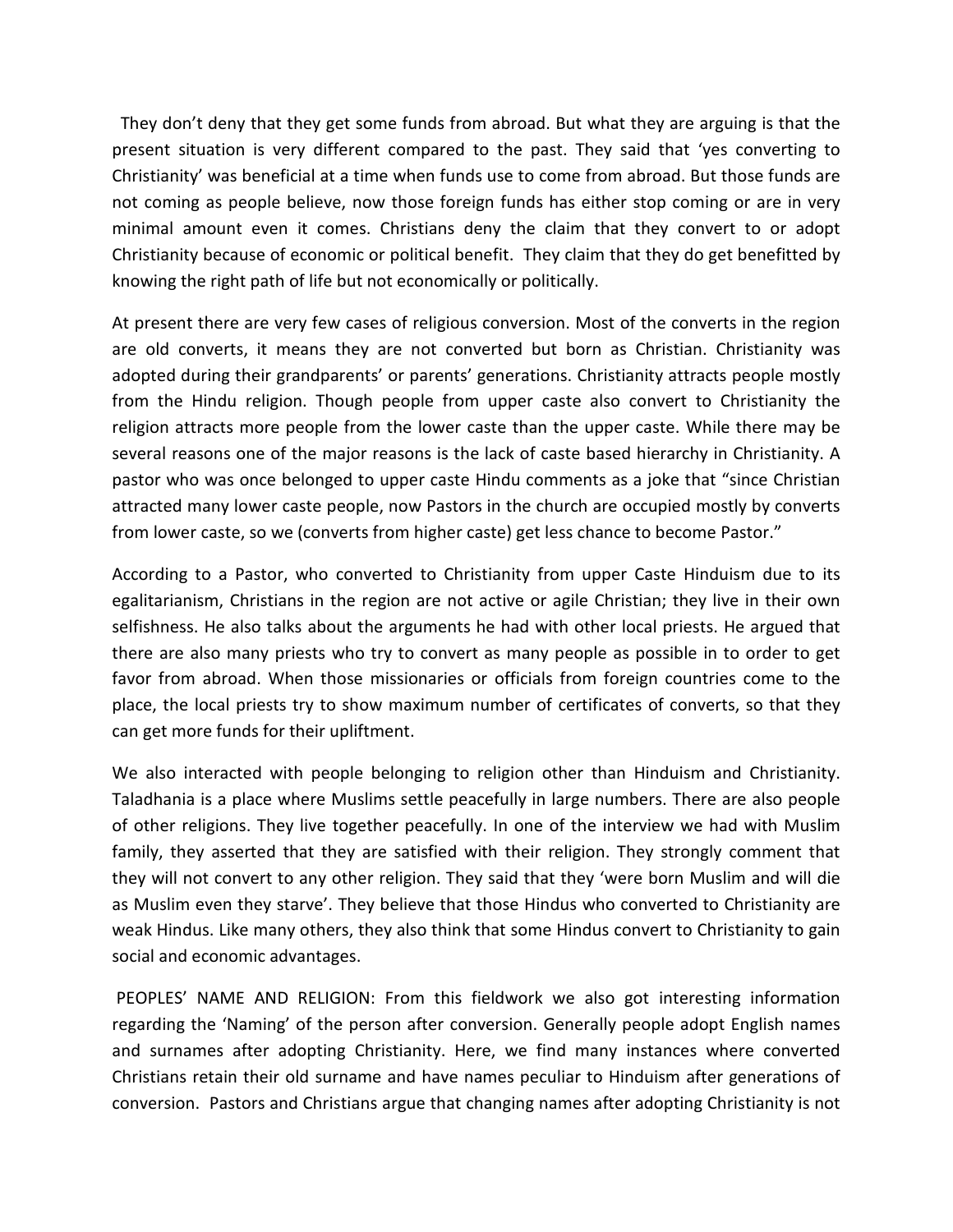They don't deny that they get some funds from abroad. But what they are arguing is that the present situation is very different compared to the past. They said that 'yes converting to Christianity' was beneficial at a time when funds use to come from abroad. But those funds are not coming as people believe, now those foreign funds has either stop coming or are in very minimal amount even it comes. Christians deny the claim that they convert to or adopt Christianity because of economic or political benefit. They claim that they do get benefitted by knowing the right path of life but not economically or politically.

At present there are very few cases of religious conversion. Most of the converts in the region are old converts, it means they are not converted but born as Christian. Christianity was adopted during their grandparents' or parents' generations. Christianity attracts people mostly from the Hindu religion. Though people from upper caste also convert to Christianity the religion attracts more people from the lower caste than the upper caste. While there may be several reasons one of the major reasons is the lack of caste based hierarchy in Christianity. A pastor who was once belonged to upper caste Hindu comments as a joke that "since Christian attracted many lower caste people, now Pastors in the church are occupied mostly by converts from lower caste, so we (converts from higher caste) get less chance to become Pastor."

According to a Pastor, who converted to Christianity from upper Caste Hinduism due to its egalitarianism, Christians in the region are not active or agile Christian; they live in their own selfishness. He also talks about the arguments he had with other local priests. He argued that there are also many priests who try to convert as many people as possible in to order to get favor from abroad. When those missionaries or officials from foreign countries come to the place, the local priests try to show maximum number of certificates of converts, so that they can get more funds for their upliftment.

We also interacted with people belonging to religion other than Hinduism and Christianity. Taladhania is a place where Muslims settle peacefully in large numbers. There are also people of other religions. They live together peacefully. In one of the interview we had with Muslim family, they asserted that they are satisfied with their religion. They strongly comment that they will not convert to any other religion. They said that they 'were born Muslim and will die as Muslim even they starve'. They believe that those Hindus who converted to Christianity are weak Hindus. Like many others, they also think that some Hindus convert to Christianity to gain social and economic advantages.

PEOPLES' NAME AND RELIGION: From this fieldwork we also got interesting information regarding the 'Naming' of the person after conversion. Generally people adopt English names and surnames after adopting Christianity. Here, we find many instances where converted Christians retain their old surname and have names peculiar to Hinduism after generations of conversion. Pastors and Christians argue that changing names after adopting Christianity is not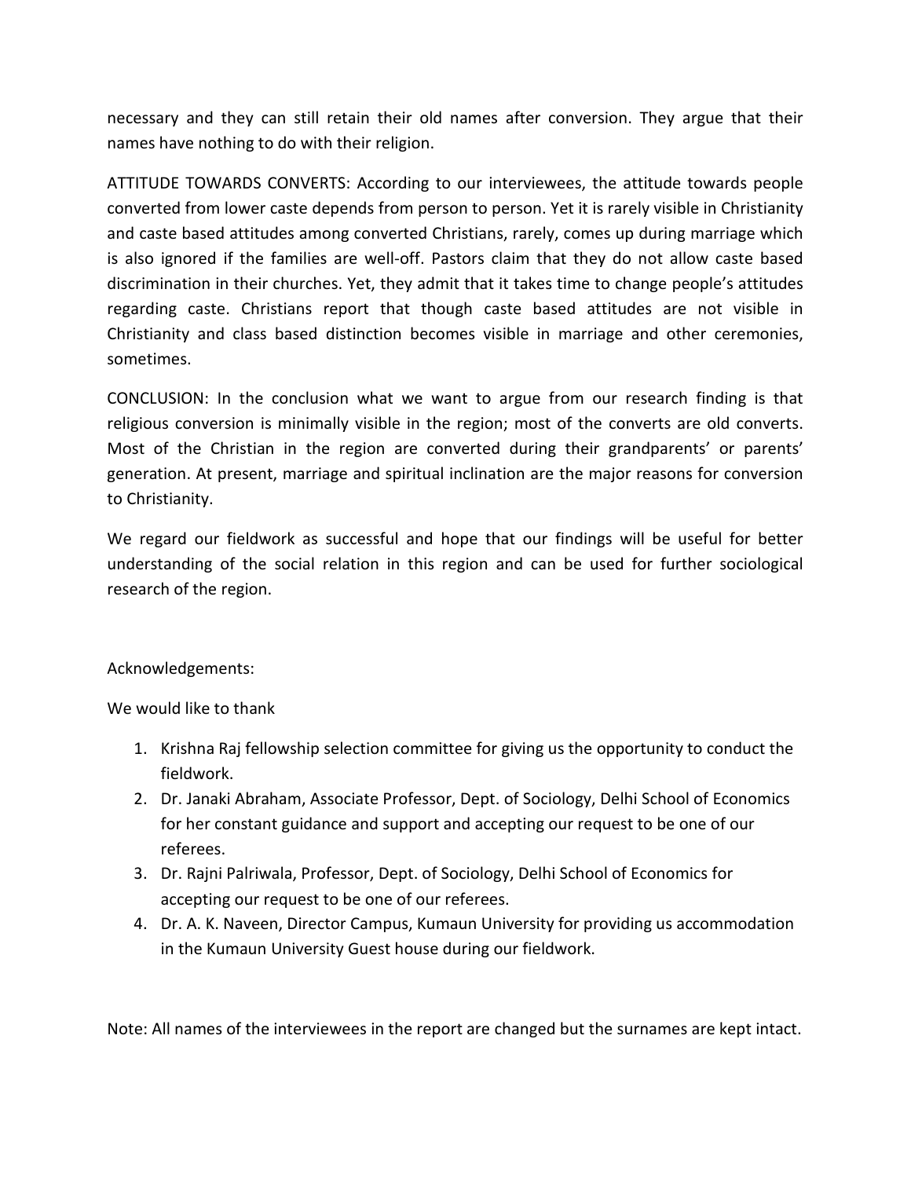necessary and they can still retain their old names after conversion. They argue that their names have nothing to do with their religion.

ATTITUDE TOWARDS CONVERTS: According to our interviewees, the attitude towards people converted from lower caste depends from person to person. Yet it is rarely visible in Christianity and caste based attitudes among converted Christians, rarely, comes up during marriage which is also ignored if the families are well-off. Pastors claim that they do not allow caste based discrimination in their churches. Yet, they admit that it takes time to change people's attitudes regarding caste. Christians report that though caste based attitudes are not visible in Christianity and class based distinction becomes visible in marriage and other ceremonies, sometimes.

CONCLUSION: In the conclusion what we want to argue from our research finding is that religious conversion is minimally visible in the region; most of the converts are old converts. Most of the Christian in the region are converted during their grandparents' or parents' generation. At present, marriage and spiritual inclination are the major reasons for conversion to Christianity.

We regard our fieldwork as successful and hope that our findings will be useful for better understanding of the social relation in this region and can be used for further sociological research of the region.

Acknowledgements:

We would like to thank

1. Krishna Raj fellowship selection committee for giving us the opportunity to conduct the fieldwork.
2. Dr. Janaki Abraham, Associate Professor, Dept. of Sociology, Delhi School of Economics for her constant guidance and support and accepting our request to be one of our referees.
3. Dr. Rajni Palriwala, Professor, Dept. of Sociology, Delhi School of Economics for accepting our request to be one of our referees.
4. Dr. A. K. Naveen, Director Campus, Kumaun University for providing us accommodation in the Kumaun University Guest house during our fieldwork.

Note: All names of the interviewees in the report are changed but the surnames are kept intact.